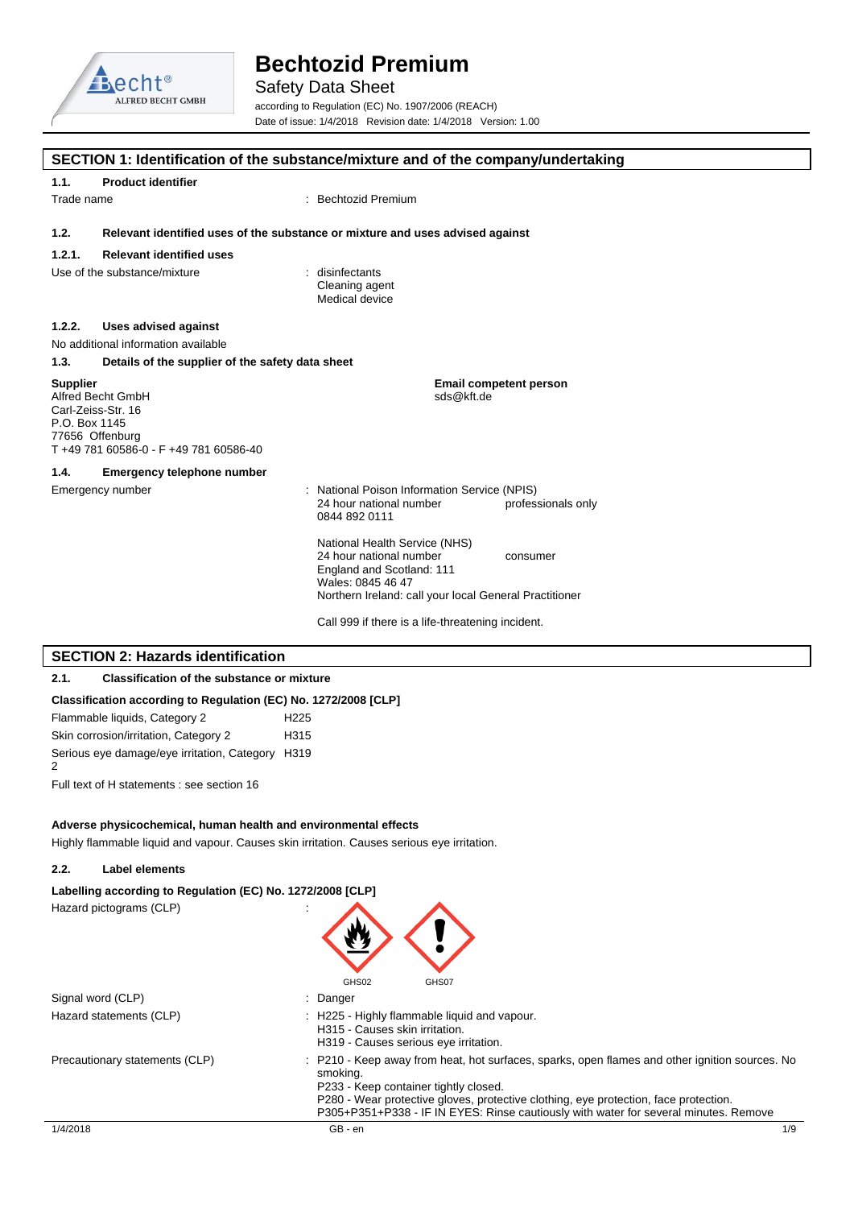# Bechtozid Premium

Safety Data Sheet

according to Regulation (EC) No. 1907/2006 (REACH)

Date of issue: 1/4/2018 Revision date: 1/4/2018 Version: 1.00

## SECTION 1: Identification of the substance/mixture and of the company/undertaking

### 1.1. Product identifier

Trade name : Bechtozid Premium

### 1.2. Relevant identified uses of the substance or mixture and uses advised against

#### 1.2.1. Relevant identified uses

Use of the substance/mixture : disinfectants
Cleaning agent
Medical device

#### 1.2.2. Uses advised against

No additional information available

### 1.3. Details of the supplier of the safety data sheet

**Supplier**
Alfred Becht GmbH
Carl-Zeiss-Str. 16
P.O. Box 1145
77656 Offenburg
T +49 781 60586-0 - F +49 781 60586-40

**Email competent person**
sds@kft.de

### 1.4. Emergency telephone number

Emergency number : National Poison Information Service (NPIS)
24 hour national number professionals only
0844 892 0111

National Health Service (NHS)
24 hour national number consumer
England and Scotland: 111
Wales: 0845 46 47
Northern Ireland: call your local General Practitioner

Call 999 if there is a life-threatening incident.

## SECTION 2: Hazards identification

### 2.1. Classification of the substance or mixture

**Classification according to Regulation (EC) No. 1272/2008 [CLP]**

| | |
|---|---|
| Flammable liquids, Category 2 | H225 |
| Skin corrosion/irritation, Category 2 | H315 |
| Serious eye damage/eye irritation, Category 2 | H319 |

Full text of H statements : see section 16

**Adverse physicochemical, human health and environmental effects**

Highly flammable liquid and vapour. Causes skin irritation. Causes serious eye irritation.

### 2.2. Label elements

**Labelling according to Regulation (EC) No. 1272/2008 [CLP]**

Hazard pictograms (CLP) :

GHS02 GHS07

Signal word (CLP) : Danger

Hazard statements (CLP) : H225 - Highly flammable liquid and vapour.
H315 - Causes skin irritation.
H319 - Causes serious eye irritation.

Precautionary statements (CLP) : P210 - Keep away from heat, hot surfaces, sparks, open flames and other ignition sources. No smoking.
P233 - Keep container tightly closed.
P280 - Wear protective gloves, protective clothing, eye protection, face protection.
P305+P351+P338 - IF IN EYES: Rinse cautiously with water for several minutes. Remove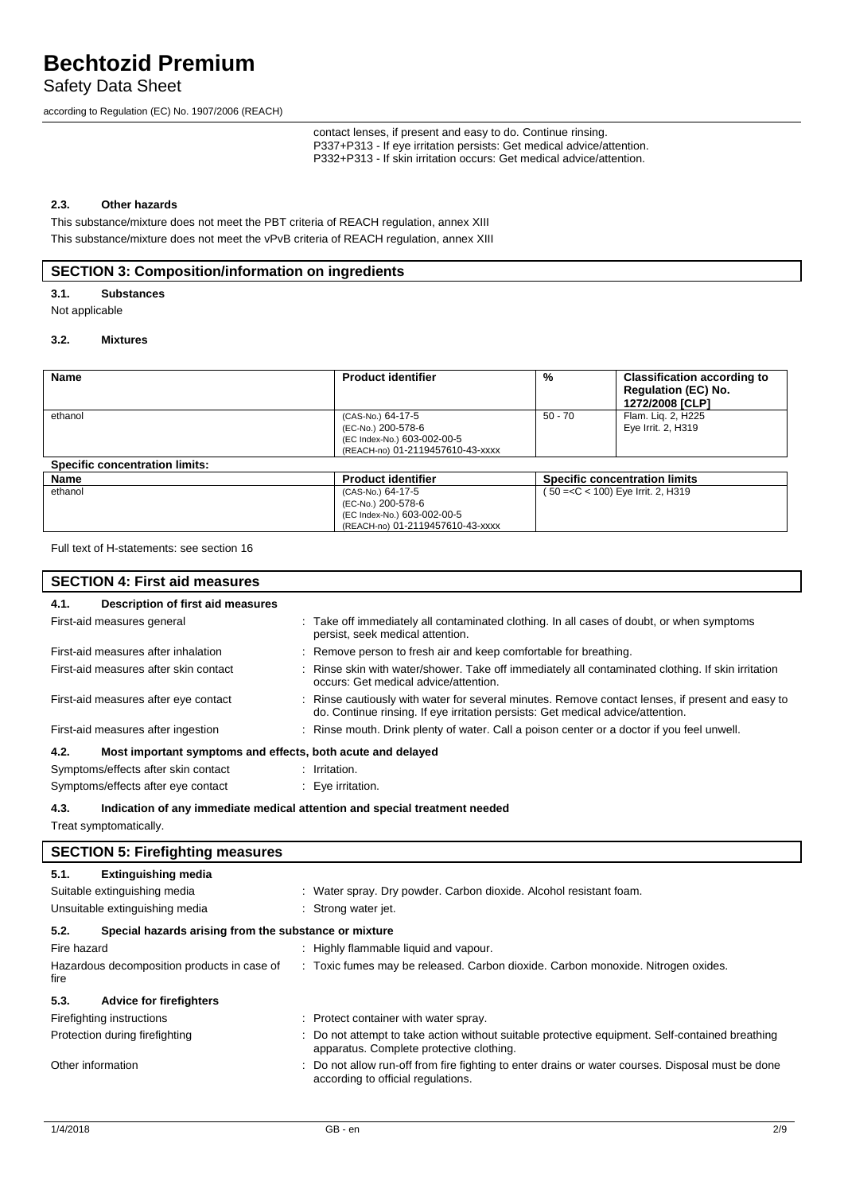contact lenses, if present and easy to do. Continue rinsing.
P337+P313 - If eye irritation persists: Get medical advice/attention.
P332+P313 - If skin irritation occurs: Get medical advice/attention.

### 2.3. Other hazards

This substance/mixture does not meet the PBT criteria of REACH regulation, annex XIII
This substance/mixture does not meet the vPvB criteria of REACH regulation, annex XIII

## SECTION 3: Composition/information on ingredients

### 3.1. Substances

Not applicable

### 3.2. Mixtures

| Name | Product identifier | % | Classification according to Regulation (EC) No. 1272/2008 [CLP] |
|---|---|---|---|
| ethanol | (CAS-No.) 64-17-5<br>(EC-No.) 200-578-6<br>(EC Index-No.) 603-002-00-5<br>(REACH-no) 01-2119457610-43-xxxx | 50 - 70 | Flam. Liq. 2, H225<br>Eye Irrit. 2, H319 |

**Specific concentration limits:**

| Name | Product identifier | Specific concentration limits |
|---|---|---|
| ethanol | (CAS-No.) 64-17-5<br>(EC-No.) 200-578-6<br>(EC Index-No.) 603-002-00-5<br>(REACH-no) 01-2119457610-43-xxxx | ( 50 =<C < 100) Eye Irrit. 2, H319 |

Full text of H-statements: see section 16

## SECTION 4: First aid measures

### 4.1. Description of first aid measures

First-aid measures general : Take off immediately all contaminated clothing. In all cases of doubt, or when symptoms persist, seek medical attention.

First-aid measures after inhalation : Remove person to fresh air and keep comfortable for breathing.

First-aid measures after skin contact : Rinse skin with water/shower. Take off immediately all contaminated clothing. If skin irritation occurs: Get medical advice/attention.

First-aid measures after eye contact : Rinse cautiously with water for several minutes. Remove contact lenses, if present and easy to do. Continue rinsing. If eye irritation persists: Get medical advice/attention.

First-aid measures after ingestion : Rinse mouth. Drink plenty of water. Call a poison center or a doctor if you feel unwell.

### 4.2. Most important symptoms and effects, both acute and delayed

Symptoms/effects after skin contact : Irritation.

Symptoms/effects after eye contact : Eye irritation.

### 4.3. Indication of any immediate medical attention and special treatment needed

Treat symptomatically.

## SECTION 5: Firefighting measures

### 5.1. Extinguishing media

Suitable extinguishing media : Water spray. Dry powder. Carbon dioxide. Alcohol resistant foam.

Unsuitable extinguishing media : Strong water jet.

### 5.2. Special hazards arising from the substance or mixture

Fire hazard : Highly flammable liquid and vapour.

Hazardous decomposition products in case of fire : Toxic fumes may be released. Carbon dioxide. Carbon monoxide. Nitrogen oxides.

### 5.3. Advice for firefighters

Firefighting instructions : Protect container with water spray.

Protection during firefighting : Do not attempt to take action without suitable protective equipment. Self-contained breathing apparatus. Complete protective clothing.

Other information : Do not allow run-off from fire fighting to enter drains or water courses. Disposal must be done according to official regulations.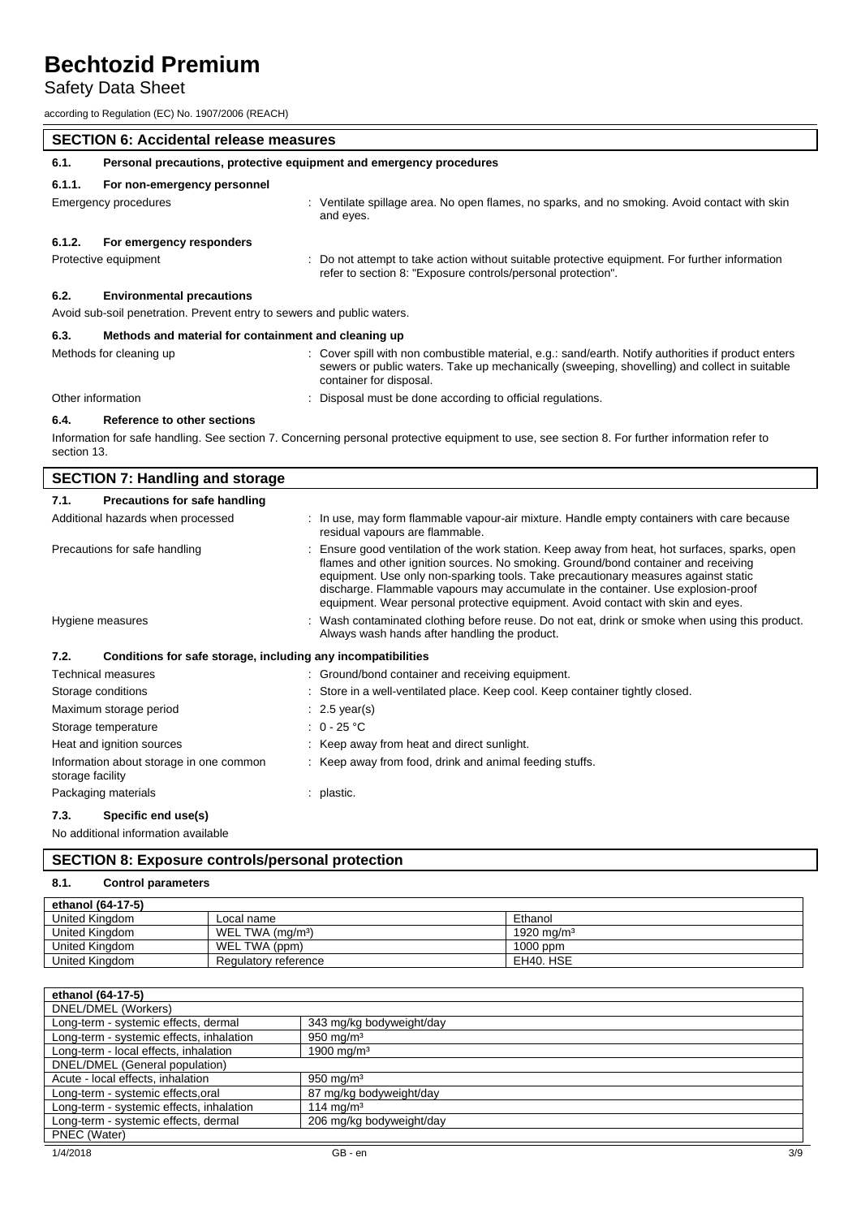## SECTION 6: Accidental release measures

### 6.1. Personal precautions, protective equipment and emergency procedures

#### 6.1.1. For non-emergency personnel

Emergency procedures : Ventilate spillage area. No open flames, no sparks, and no smoking. Avoid contact with skin and eyes.

#### 6.1.2. For emergency responders

Protective equipment : Do not attempt to take action without suitable protective equipment. For further information refer to section 8: "Exposure controls/personal protection".

### 6.2. Environmental precautions

Avoid sub-soil penetration. Prevent entry to sewers and public waters.

### 6.3. Methods and material for containment and cleaning up

Methods for cleaning up : Cover spill with non combustible material, e.g.: sand/earth. Notify authorities if product enters sewers or public waters. Take up mechanically (sweeping, shovelling) and collect in suitable container for disposal.

Other information : Disposal must be done according to official regulations.

### 6.4. Reference to other sections

Information for safe handling. See section 7. Concerning personal protective equipment to use, see section 8. For further information refer to section 13.

## SECTION 7: Handling and storage

### 7.1. Precautions for safe handling

Additional hazards when processed : In use, may form flammable vapour-air mixture. Handle empty containers with care because residual vapours are flammable.

Precautions for safe handling : Ensure good ventilation of the work station. Keep away from heat, hot surfaces, sparks, open flames and other ignition sources. No smoking. Ground/bond container and receiving equipment. Use only non-sparking tools. Take precautionary measures against static discharge. Flammable vapours may accumulate in the container. Use explosion-proof equipment. Wear personal protective equipment. Avoid contact with skin and eyes.

Hygiene measures : Wash contaminated clothing before reuse. Do not eat, drink or smoke when using this product. Always wash hands after handling the product.

### 7.2. Conditions for safe storage, including any incompatibilities

Technical measures : Ground/bond container and receiving equipment.

Storage conditions : Store in a well-ventilated place. Keep cool. Keep container tightly closed.

Maximum storage period : 2.5 year(s)

Storage temperature : 0 - 25 °C

Heat and ignition sources : Keep away from heat and direct sunlight.

Information about storage in one common storage facility : Keep away from food, drink and animal feeding stuffs.

Packaging materials : plastic.

### 7.3. Specific end use(s)

No additional information available

## SECTION 8: Exposure controls/personal protection

### 8.1. Control parameters

| ethanol (64-17-5) | | |
|---|---|---|
| United Kingdom | Local name | Ethanol |
| United Kingdom | WEL TWA (mg/m³) | 1920 mg/m³ |
| United Kingdom | WEL TWA (ppm) | 1000 ppm |
| United Kingdom | Regulatory reference | EH40. HSE |

| ethanol (64-17-5) | |
|---|---|
| DNEL/DMEL (Workers) | |
| Long-term - systemic effects, dermal | 343 mg/kg bodyweight/day |
| Long-term - systemic effects, inhalation | 950 mg/m³ |
| Long-term - local effects, inhalation | 1900 mg/m³ |
| DNEL/DMEL (General population) | |
| Acute - local effects, inhalation | 950 mg/m³ |
| Long-term - systemic effects,oral | 87 mg/kg bodyweight/day |
| Long-term - systemic effects, inhalation | 114 mg/m³ |
| Long-term - systemic effects, dermal | 206 mg/kg bodyweight/day |
| PNEC (Water) | |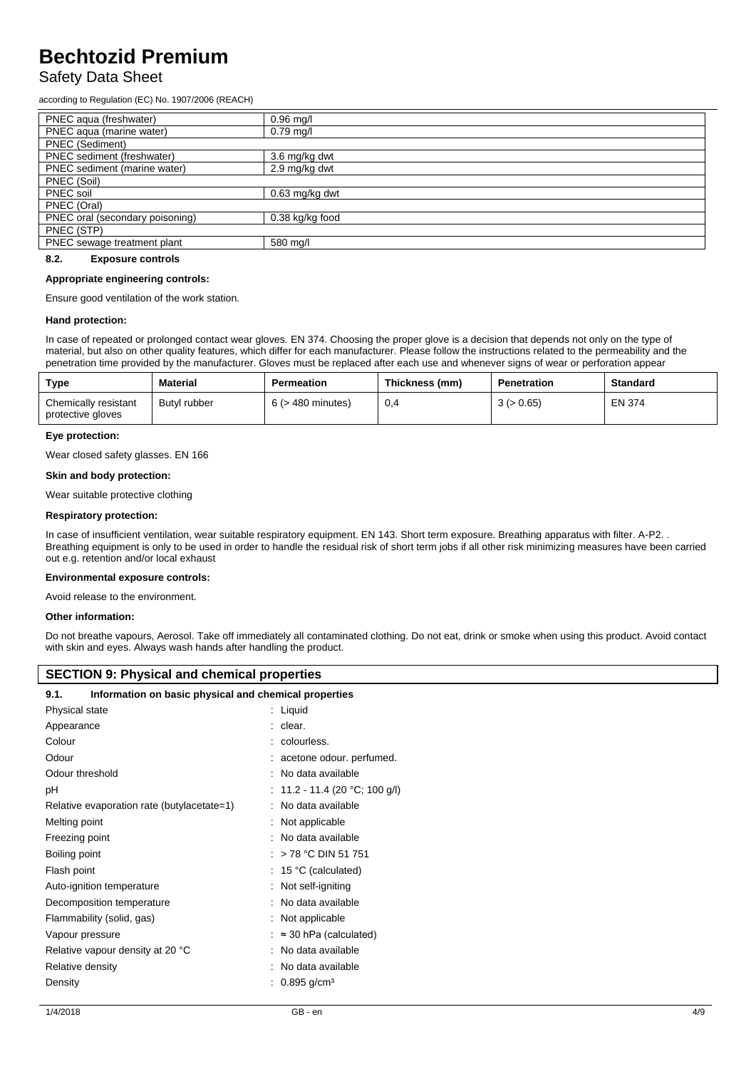| PNEC aqua (freshwater) | 0.96 mg/l |
|---|---|
| PNEC aqua (marine water) | 0.79 mg/l |
| PNEC (Sediment) | |
| PNEC sediment (freshwater) | 3.6 mg/kg dwt |
| PNEC sediment (marine water) | 2.9 mg/kg dwt |
| PNEC (Soil) | |
| PNEC soil | 0.63 mg/kg dwt |
| PNEC (Oral) | |
| PNEC oral (secondary poisoning) | 0.38 kg/kg food |
| PNEC (STP) | |
| PNEC sewage treatment plant | 580 mg/l |

### 8.2. Exposure controls

**Appropriate engineering controls:**

Ensure good ventilation of the work station.

**Hand protection:**

In case of repeated or prolonged contact wear gloves. EN 374. Choosing the proper glove is a decision that depends not only on the type of material, but also on other quality features, which differ for each manufacturer. Please follow the instructions related to the permeability and the penetration time provided by the manufacturer. Gloves must be replaced after each use and whenever signs of wear or perforation appear

| Type | Material | Permeation | Thickness (mm) | Penetration | Standard |
|---|---|---|---|---|---|
| Chemically resistant protective gloves | Butyl rubber | 6 (> 480 minutes) | 0,4 | 3 (> 0.65) | EN 374 |

**Eye protection:**

Wear closed safety glasses. EN 166

**Skin and body protection:**

Wear suitable protective clothing

**Respiratory protection:**

In case of insufficient ventilation, wear suitable respiratory equipment. EN 143. Short term exposure. Breathing apparatus with filter. A-P2. . Breathing equipment is only to be used in order to handle the residual risk of short term jobs if all other risk minimizing measures have been carried out e.g. retention and/or local exhaust

**Environmental exposure controls:**

Avoid release to the environment.

**Other information:**

Do not breathe vapours, Aerosol. Take off immediately all contaminated clothing. Do not eat, drink or smoke when using this product. Avoid contact with skin and eyes. Always wash hands after handling the product.

## SECTION 9: Physical and chemical properties

### 9.1. Information on basic physical and chemical properties

| | |
|---|---|
| Physical state | : Liquid |
| Appearance | : clear. |
| Colour | : colourless. |
| Odour | : acetone odour. perfumed. |
| Odour threshold | : No data available |
| pH | : 11.2 - 11.4 (20 °C; 100 g/l) |
| Relative evaporation rate (butylacetate=1) | : No data available |
| Melting point | : Not applicable |
| Freezing point | : No data available |
| Boiling point | : > 78 °C DIN 51 751 |
| Flash point | : 15 °C (calculated) |
| Auto-ignition temperature | : Not self-igniting |
| Decomposition temperature | : No data available |
| Flammability (solid, gas) | : Not applicable |
| Vapour pressure | : ≈ 30 hPa (calculated) |
| Relative vapour density at 20 °C | : No data available |
| Relative density | : No data available |
| Density | : 0.895 g/cm³ |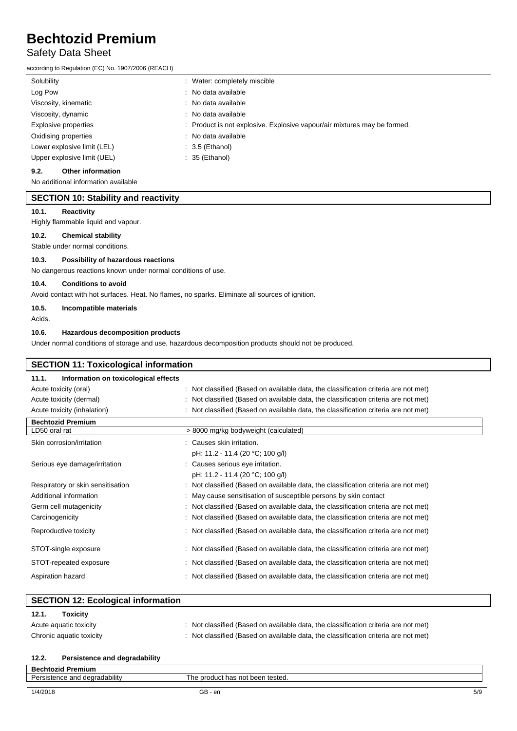| | |
|---|---|
| Solubility | : Water: completely miscible |
| Log Pow | : No data available |
| Viscosity, kinematic | : No data available |
| Viscosity, dynamic | : No data available |
| Explosive properties | : Product is not explosive. Explosive vapour/air mixtures may be formed. |
| Oxidising properties | : No data available |
| Lower explosive limit (LEL) | : 3.5 (Ethanol) |
| Upper explosive limit (UEL) | : 35 (Ethanol) |

### 9.2. Other information

No additional information available

## SECTION 10: Stability and reactivity

### 10.1. Reactivity

Highly flammable liquid and vapour.

### 10.2. Chemical stability

Stable under normal conditions.

### 10.3. Possibility of hazardous reactions

No dangerous reactions known under normal conditions of use.

### 10.4. Conditions to avoid

Avoid contact with hot surfaces. Heat. No flames, no sparks. Eliminate all sources of ignition.

### 10.5. Incompatible materials

Acids.

### 10.6. Hazardous decomposition products

Under normal conditions of storage and use, hazardous decomposition products should not be produced.

## SECTION 11: Toxicological information

### 11.1. Information on toxicological effects

| | |
|---|---|
| Acute toxicity (oral) | : Not classified (Based on available data, the classification criteria are not met) |
| Acute toxicity (dermal) | : Not classified (Based on available data, the classification criteria are not met) |
| Acute toxicity (inhalation) | : Not classified (Based on available data, the classification criteria are not met) |

| **Bechtozid Premium** | |
|---|---|
| LD50 oral rat | > 8000 mg/kg bodyweight (calculated) |

| | |
|---|---|
| Skin corrosion/irritation | : Causes skin irritation.<br>pH: 11.2 - 11.4 (20 °C; 100 g/l) |
| Serious eye damage/irritation | : Causes serious eye irritation.<br>pH: 11.2 - 11.4 (20 °C; 100 g/l) |
| Respiratory or skin sensitisation | : Not classified (Based on available data, the classification criteria are not met) |
| Additional information | : May cause sensitisation of susceptible persons by skin contact |
| Germ cell mutagenicity | : Not classified (Based on available data, the classification criteria are not met) |
| Carcinogenicity | : Not classified (Based on available data, the classification criteria are not met) |
| Reproductive toxicity | : Not classified (Based on available data, the classification criteria are not met) |
| STOT-single exposure | : Not classified (Based on available data, the classification criteria are not met) |
| STOT-repeated exposure | : Not classified (Based on available data, the classification criteria are not met) |
| Aspiration hazard | : Not classified (Based on available data, the classification criteria are not met) |

## SECTION 12: Ecological information

### 12.1. Toxicity

| | |
|---|---|
| Acute aquatic toxicity | : Not classified (Based on available data, the classification criteria are not met) |
| Chronic aquatic toxicity | : Not classified (Based on available data, the classification criteria are not met) |

### 12.2. Persistence and degradability

| **Bechtozid Premium** | |
|---|---|
| Persistence and degradability | The product has not been tested. |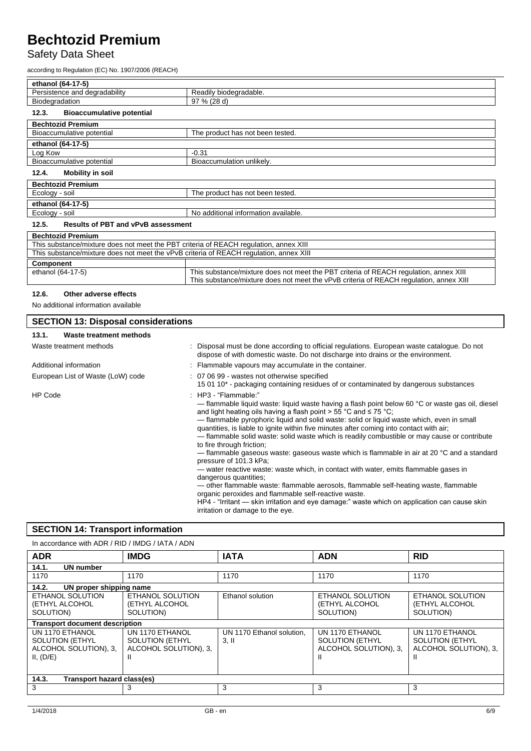| ethanol (64-17-5) | |
|---|---|
| Persistence and degradability | Readily biodegradable. |
| Biodegradation | 97 % (28 d) |

### 12.3. Bioaccumulative potential

| Bechtozid Premium | |
|---|---|
| Bioaccumulative potential | The product has not been tested. |
| **ethanol (64-17-5)** | |
| Log Kow | -0.31 |
| Bioaccumulative potential | Bioaccumulation unlikely. |

### 12.4. Mobility in soil

| Bechtozid Premium | |
|---|---|
| Ecology - soil | The product has not been tested. |
| **ethanol (64-17-5)** | |
| Ecology - soil | No additional information available. |

### 12.5. Results of PBT and vPvB assessment

| Bechtozid Premium | |
|---|---|
| This substance/mixture does not meet the PBT criteria of REACH regulation, annex XIII | |
| This substance/mixture does not meet the vPvB criteria of REACH regulation, annex XIII | |
| **Component** | |
| ethanol (64-17-5) | This substance/mixture does not meet the PBT criteria of REACH regulation, annex XIII<br>This substance/mixture does not meet the vPvB criteria of REACH regulation, annex XIII |

### 12.6. Other adverse effects

No additional information available

## SECTION 13: Disposal considerations

### 13.1. Waste treatment methods

Waste treatment methods : Disposal must be done according to official regulations. European waste catalogue. Do not dispose of with domestic waste. Do not discharge into drains or the environment.

Additional information : Flammable vapours may accumulate in the container.

European List of Waste (LoW) code : 07 06 99 - wastes not otherwise specified
15 01 10* - packaging containing residues of or contaminated by dangerous substances

HP Code : HP3 - "Flammable:"
— flammable liquid waste: liquid waste having a flash point below 60 °C or waste gas oil, diesel and light heating oils having a flash point > 55 °C and ≤ 75 °C;
— flammable pyrophoric liquid and solid waste: solid or liquid waste which, even in small quantities, is liable to ignite within five minutes after coming into contact with air;
— flammable solid waste: solid waste which is readily combustible or may cause or contribute to fire through friction;
— flammable gaseous waste: gaseous waste which is flammable in air at 20 °C and a standard pressure of 101.3 kPa;
— water reactive waste: waste which, in contact with water, emits flammable gases in dangerous quantities;
— other flammable waste: flammable aerosols, flammable self-heating waste, flammable organic peroxides and flammable self-reactive waste.
HP4 - "Irritant — skin irritation and eye damage:" waste which on application can cause skin irritation or damage to the eye.

## SECTION 14: Transport information

In accordance with ADR / RID / IMDG / IATA / ADN

| ADR | IMDG | IATA | ADN | RID |
|---|---|---|---|---|
| **14.1. UN number** | | | | |
| 1170 | 1170 | 1170 | 1170 | 1170 |
| **14.2. UN proper shipping name** | | | | |
| ETHANOL SOLUTION (ETHYL ALCOHOL SOLUTION) | ETHANOL SOLUTION (ETHYL ALCOHOL SOLUTION) | Ethanol solution | ETHANOL SOLUTION (ETHYL ALCOHOL SOLUTION) | ETHANOL SOLUTION (ETHYL ALCOHOL SOLUTION) |
| **Transport document description** | | | | |
| UN 1170 ETHANOL SOLUTION (ETHYL ALCOHOL SOLUTION), 3, II, (D/E) | UN 1170 ETHANOL SOLUTION (ETHYL ALCOHOL SOLUTION), 3, II | UN 1170 Ethanol solution, 3, II | UN 1170 ETHANOL SOLUTION (ETHYL ALCOHOL SOLUTION), 3, II | UN 1170 ETHANOL SOLUTION (ETHYL ALCOHOL SOLUTION), 3, II |
| **14.3. Transport hazard class(es)** | | | | |
| 3 | 3 | 3 | 3 | 3 |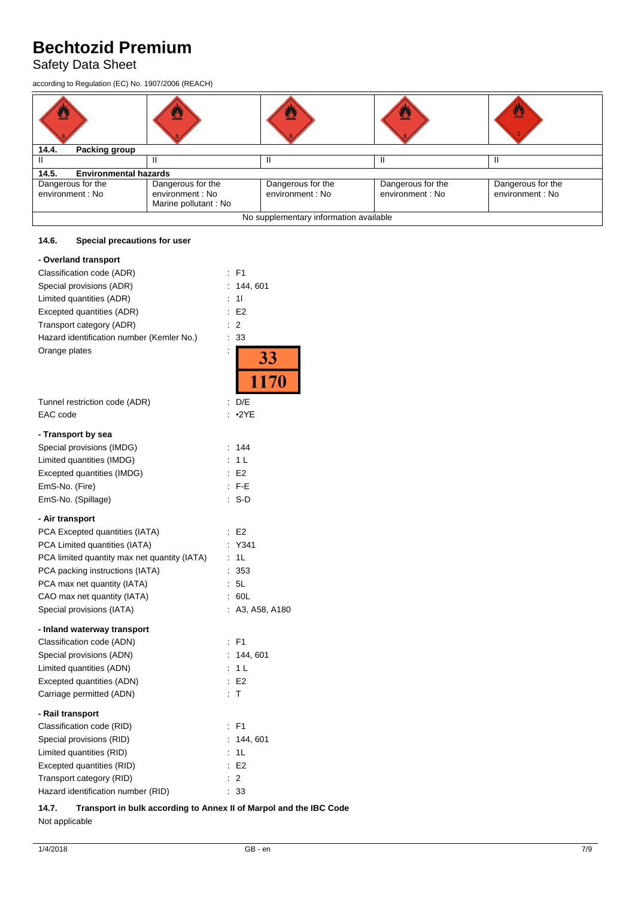# Bechtozid Premium

Safety Data Sheet

according to Regulation (EC) No. 1907/2006 (REACH)

| | | | | |
|---|---|---|---|---|
| | | | | |
| **14.4. Packing group** | | | | |
| II | II | II | II | II |
| **14.5. Environmental hazards** | | | | |
| Dangerous for the environment : No | Dangerous for the environment : No<br>Marine pollutant : No | Dangerous for the environment : No | Dangerous for the environment : No | Dangerous for the environment : No |
| No supplementary information available | | | | |

### 14.6. Special precautions for user

**- Overland transport**

Classification code (ADR) : F1

Special provisions (ADR) : 144, 601

Limited quantities (ADR) : 1l

Excepted quantities (ADR) : E2

Transport category (ADR) : 2

Hazard identification number (Kemler No.) : 33

Orange plates : 33 / 1170

Tunnel restriction code (ADR) : D/E

EAC code : •2YE

**- Transport by sea**

Special provisions (IMDG) : 144

Limited quantities (IMDG) : 1 L

Excepted quantities (IMDG) : E2

EmS-No. (Fire) : F-E

EmS-No. (Spillage) : S-D

**- Air transport**

PCA Excepted quantities (IATA) : E2

PCA Limited quantities (IATA) : Y341

PCA limited quantity max net quantity (IATA) : 1L

PCA packing instructions (IATA) : 353

PCA max net quantity (IATA) : 5L

CAO max net quantity (IATA) : 60L

Special provisions (IATA) : A3, A58, A180

**- Inland waterway transport**

Classification code (ADN) : F1

Special provisions (ADN) : 144, 601

Limited quantities (ADN) : 1 L

Excepted quantities (ADN) : E2

Carriage permitted (ADN) : T

**- Rail transport**

Classification code (RID) : F1

Special provisions (RID) : 144, 601

Limited quantities (RID) : 1L

Excepted quantities (RID) : E2

Transport category (RID) : 2

Hazard identification number (RID) : 33

### 14.7. Transport in bulk according to Annex II of Marpol and the IBC Code

Not applicable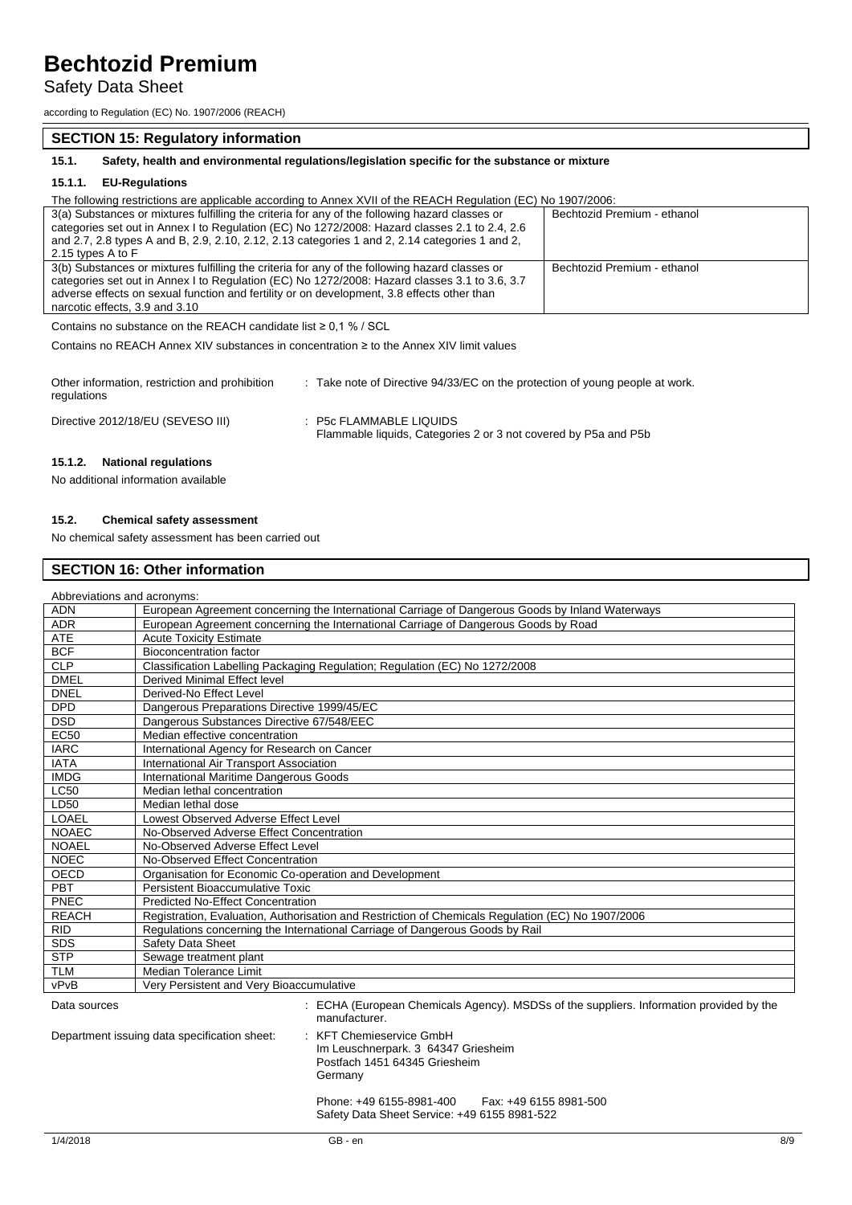## SECTION 15: Regulatory information

### 15.1. Safety, health and environmental regulations/legislation specific for the substance or mixture

#### 15.1.1. EU-Regulations

The following restrictions are applicable according to Annex XVII of the REACH Regulation (EC) No 1907/2006:

| | |
|---|---|
| 3(a) Substances or mixtures fulfilling the criteria for any of the following hazard classes or categories set out in Annex I to Regulation (EC) No 1272/2008: Hazard classes 2.1 to 2.4, 2.6 and 2.7, 2.8 types A and B, 2.9, 2.10, 2.12, 2.13 categories 1 and 2, 2.14 categories 1 and 2, 2.15 types A to F | Bechtozid Premium - ethanol |
| 3(b) Substances or mixtures fulfilling the criteria for any of the following hazard classes or categories set out in Annex I to Regulation (EC) No 1272/2008: Hazard classes 3.1 to 3.6, 3.7 adverse effects on sexual function and fertility or on development, 3.8 effects other than narcotic effects, 3.9 and 3.10 | Bechtozid Premium - ethanol |

Contains no substance on the REACH candidate list ≥ 0,1 % / SCL

Contains no REACH Annex XIV substances in concentration ≥ to the Annex XIV limit values

Other information, restriction and prohibition regulations : Take note of Directive 94/33/EC on the protection of young people at work.

Directive 2012/18/EU (SEVESO III) : P5c FLAMMABLE LIQUIDS
Flammable liquids, Categories 2 or 3 not covered by P5a and P5b

#### 15.1.2. National regulations

No additional information available

### 15.2. Chemical safety assessment

No chemical safety assessment has been carried out

## SECTION 16: Other information

Abbreviations and acronyms:

| | |
|---|---|
| ADN | European Agreement concerning the International Carriage of Dangerous Goods by Inland Waterways |
| ADR | European Agreement concerning the International Carriage of Dangerous Goods by Road |
| ATE | Acute Toxicity Estimate |
| BCF | Bioconcentration factor |
| CLP | Classification Labelling Packaging Regulation; Regulation (EC) No 1272/2008 |
| DMEL | Derived Minimal Effect level |
| DNEL | Derived-No Effect Level |
| DPD | Dangerous Preparations Directive 1999/45/EC |
| DSD | Dangerous Substances Directive 67/548/EEC |
| EC50 | Median effective concentration |
| IARC | International Agency for Research on Cancer |
| IATA | International Air Transport Association |
| IMDG | International Maritime Dangerous Goods |
| LC50 | Median lethal concentration |
| LD50 | Median lethal dose |
| LOAEL | Lowest Observed Adverse Effect Level |
| NOAEC | No-Observed Adverse Effect Concentration |
| NOAEL | No-Observed Adverse Effect Level |
| NOEC | No-Observed Effect Concentration |
| OECD | Organisation for Economic Co-operation and Development |
| PBT | Persistent Bioaccumulative Toxic |
| PNEC | Predicted No-Effect Concentration |
| REACH | Registration, Evaluation, Authorisation and Restriction of Chemicals Regulation (EC) No 1907/2006 |
| RID | Regulations concerning the International Carriage of Dangerous Goods by Rail |
| SDS | Safety Data Sheet |
| STP | Sewage treatment plant |
| TLM | Median Tolerance Limit |
| vPvB | Very Persistent and Very Bioaccumulative |

Data sources : ECHA (European Chemicals Agency). MSDSs of the suppliers. Information provided by the manufacturer.

Department issuing data specification sheet: : KFT Chemieservice GmbH
Im Leuschnerpark. 3 64347 Griesheim
Postfach 1451 64345 Griesheim
Germany

Phone: +49 6155-8981-400 Fax: +49 6155 8981-500
Safety Data Sheet Service: +49 6155 8981-522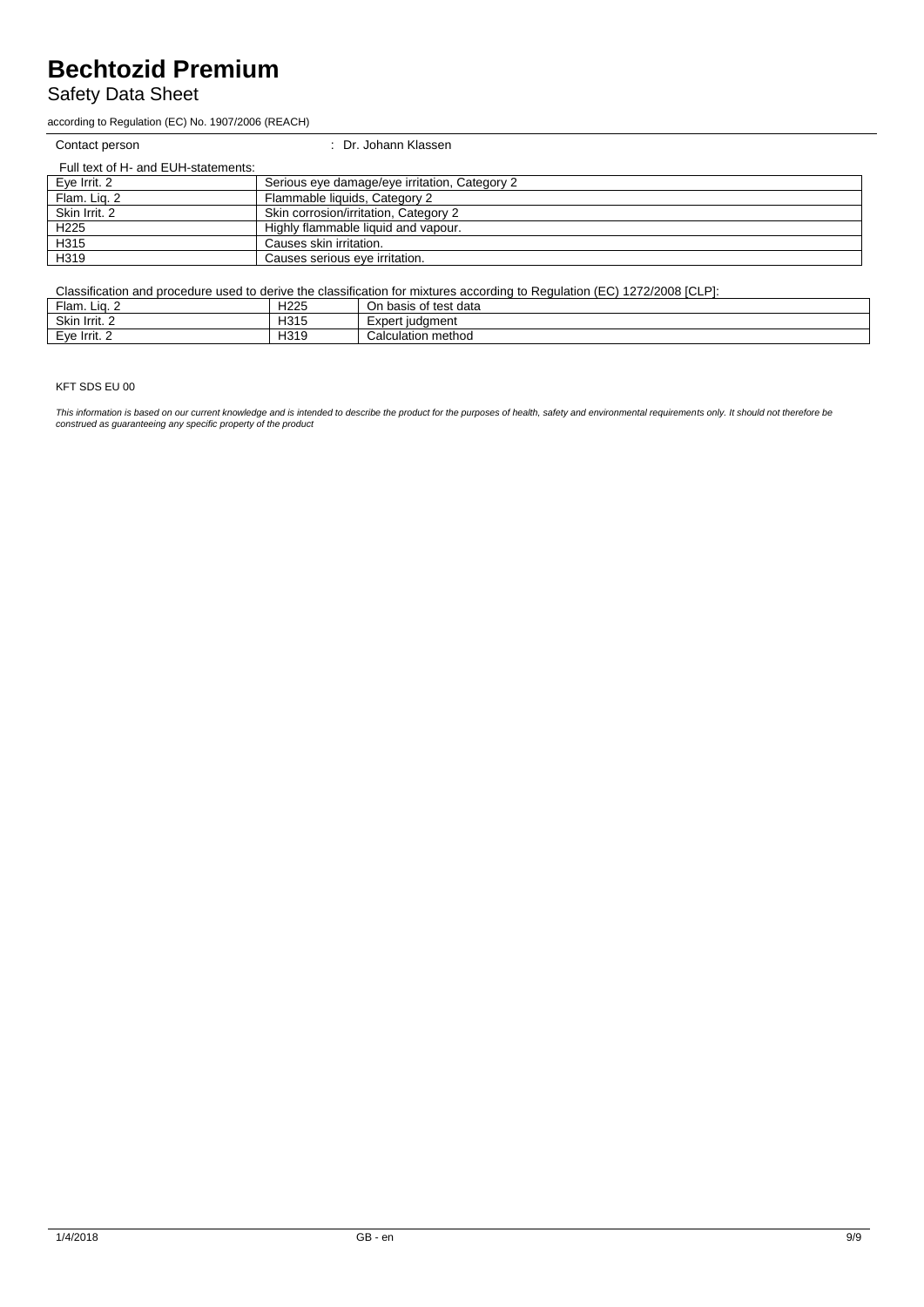Contact person : Dr. Johann Klassen

Full text of H- and EUH-statements:

| | |
|---|---|
| Eye Irrit. 2 | Serious eye damage/eye irritation, Category 2 |
| Flam. Liq. 2 | Flammable liquids, Category 2 |
| Skin Irrit. 2 | Skin corrosion/irritation, Category 2 |
| H225 | Highly flammable liquid and vapour. |
| H315 | Causes skin irritation. |
| H319 | Causes serious eye irritation. |

Classification and procedure used to derive the classification for mixtures according to Regulation (EC) 1272/2008 [CLP]:

| | | |
|---|---|---|
| Flam. Liq. 2 | H225 | On basis of test data |
| Skin Irrit. 2 | H315 | Expert judgment |
| Eye Irrit. 2 | H319 | Calculation method |

KFT SDS EU 00

*This information is based on our current knowledge and is intended to describe the product for the purposes of health, safety and environmental requirements only. It should not therefore be construed as guaranteeing any specific property of the product*